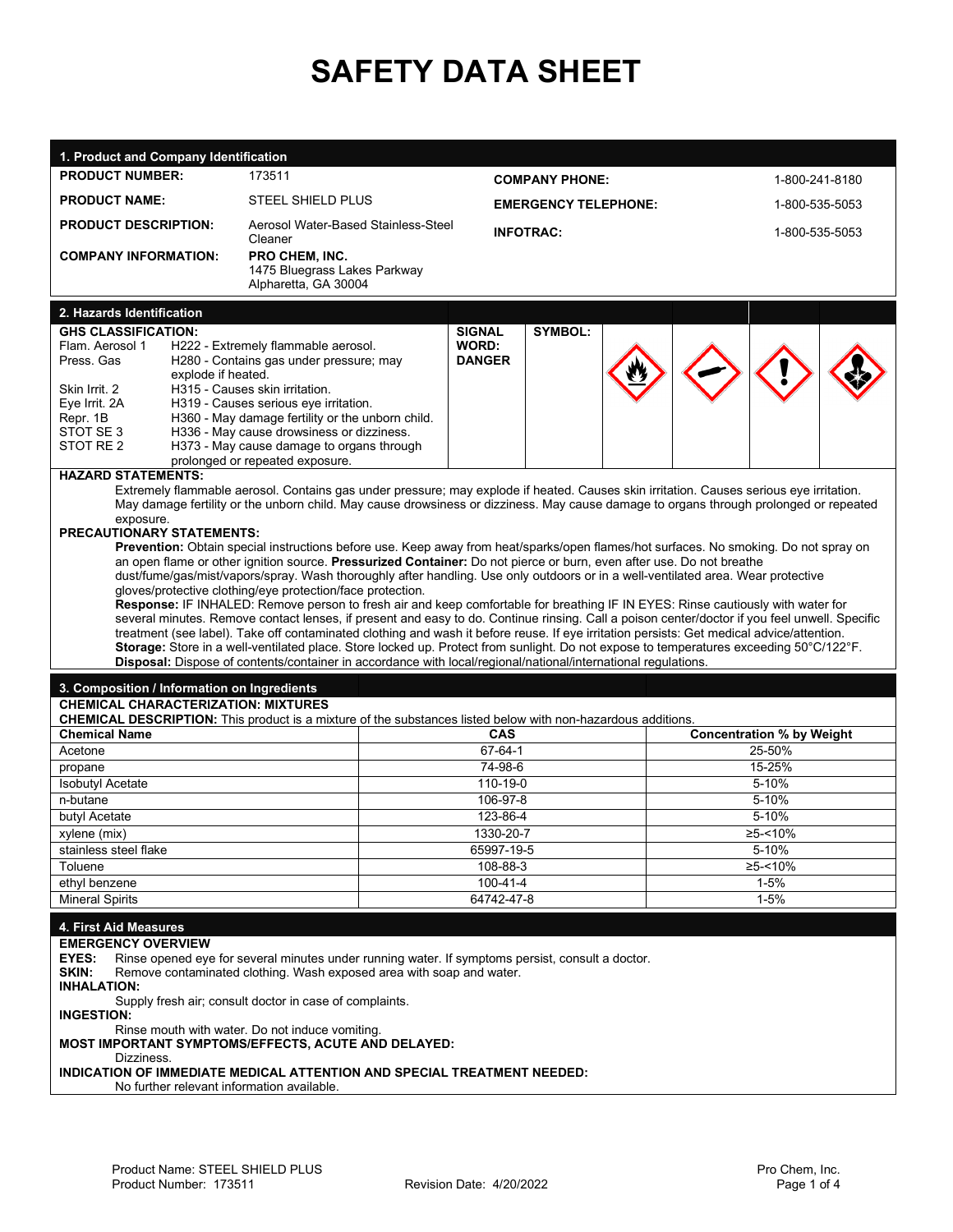# SAFETY DATA SHEET

## 1. Product and Company Identification

| | | | |
|---|---|---|---|
| **PRODUCT NUMBER:** | 173511 | **COMPANY PHONE:** | 1-800-241-8180 |
| **PRODUCT NAME:** | STEEL SHIELD PLUS | **EMERGENCY TELEPHONE:** | 1-800-535-5053 |
| **PRODUCT DESCRIPTION:** | Aerosol Water-Based Stainless-Steel Cleaner | **INFOTRAC:** | 1-800-535-5053 |
| **COMPANY INFORMATION:** | **PRO CHEM, INC.** 1475 Bluegrass Lakes Parkway Alpharetta, GA 30004 | | |

## 2. Hazards Identification

**GHS CLASSIFICATION:**

| | |
|---|---|
| Flam. Aerosol 1 | H222 - Extremely flammable aerosol. |
| Press. Gas | H280 - Contains gas under pressure; may explode if heated. |
| Skin Irrit. 2 | H315 - Causes skin irritation. |
| Eye Irrit. 2A | H319 - Causes serious eye irritation. |
| Repr. 1B | H360 - May damage fertility or the unborn child. |
| STOT SE 3 | H336 - May cause drowsiness or dizziness. |
| STOT RE 2 | H373 - May cause damage to organs through prolonged or repeated exposure. |

**SIGNAL WORD:** **DANGER**

**SYMBOL:**

**HAZARD STATEMENTS:**

Extremely flammable aerosol. Contains gas under pressure; may explode if heated. Causes skin irritation. Causes serious eye irritation. May damage fertility or the unborn child. May cause drowsiness or dizziness. May cause damage to organs through prolonged or repeated exposure.

**PRECAUTIONARY STATEMENTS:**

**Prevention:** Obtain special instructions before use. Keep away from heat/sparks/open flames/hot surfaces. No smoking. Do not spray on an open flame or other ignition source. **Pressurized Container:** Do not pierce or burn, even after use. Do not breathe dust/fume/gas/mist/vapors/spray. Wash thoroughly after handling. Use only outdoors or in a well-ventilated area. Wear protective gloves/protective clothing/eye protection/face protection.

**Response:** IF INHALED: Remove person to fresh air and keep comfortable for breathing IF IN EYES: Rinse cautiously with water for several minutes. Remove contact lenses, if present and easy to do. Continue rinsing. Call a poison center/doctor if you feel unwell. Specific treatment (see label). Take off contaminated clothing and wash it before reuse. If eye irritation persists: Get medical advice/attention.

**Storage:** Store in a well-ventilated place. Store locked up. Protect from sunlight. Do not expose to temperatures exceeding 50°C/122°F.

**Disposal:** Dispose of contents/container in accordance with local/regional/national/international regulations.

## 3. Composition / Information on Ingredients

**CHEMICAL CHARACTERIZATION: MIXTURES**

**CHEMICAL DESCRIPTION:** This product is a mixture of the substances listed below with non-hazardous additions.

| Chemical Name | CAS | Concentration % by Weight |
|---|---|---|
| Acetone | 67-64-1 | 25-50% |
| propane | 74-98-6 | 15-25% |
| Isobutyl Acetate | 110-19-0 | 5-10% |
| n-butane | 106-97-8 | 5-10% |
| butyl Acetate | 123-86-4 | 5-10% |
| xylene (mix) | 1330-20-7 | ≥5-<10% |
| stainless steel flake | 65997-19-5 | 5-10% |
| Toluene | 108-88-3 | ≥5-<10% |
| ethyl benzene | 100-41-4 | 1-5% |
| Mineral Spirits | 64742-47-8 | 1-5% |

## 4. First Aid Measures

**EMERGENCY OVERVIEW**

**EYES:** Rinse opened eye for several minutes under running water. If symptoms persist, consult a doctor.

**SKIN:** Remove contaminated clothing. Wash exposed area with soap and water.

**INHALATION:**

Supply fresh air; consult doctor in case of complaints.

**INGESTION:**

Rinse mouth with water. Do not induce vomiting.

**MOST IMPORTANT SYMPTOMS/EFFECTS, ACUTE AND DELAYED:**

Dizziness.

**INDICATION OF IMMEDIATE MEDICAL ATTENTION AND SPECIAL TREATMENT NEEDED:**

No further relevant information available.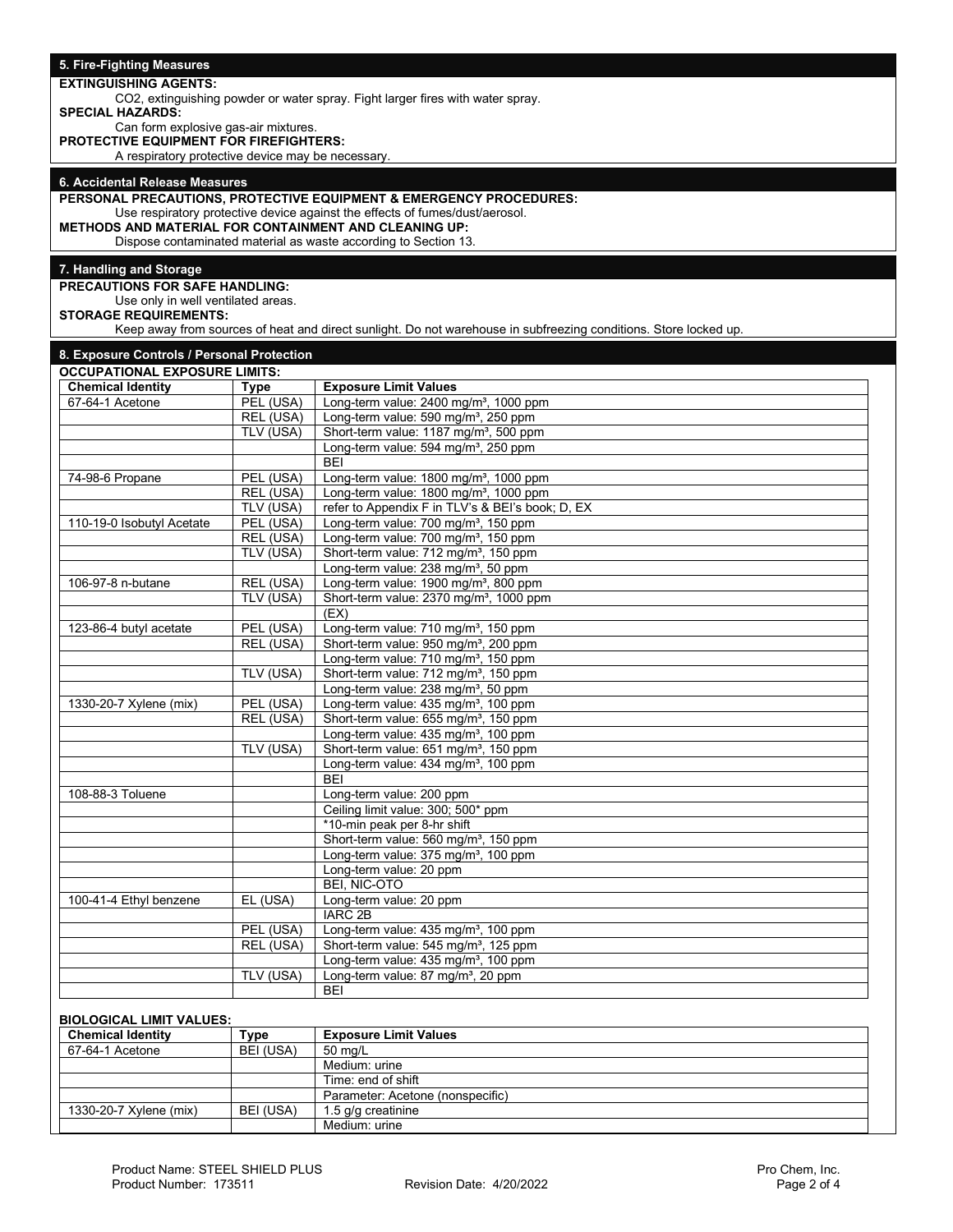## 5. Fire-Fighting Measures

**EXTINGUISHING AGENTS:**

CO2, extinguishing powder or water spray. Fight larger fires with water spray.

**SPECIAL HAZARDS:**

Can form explosive gas-air mixtures.

**PROTECTIVE EQUIPMENT FOR FIREFIGHTERS:**

A respiratory protective device may be necessary.

## 6. Accidental Release Measures

**PERSONAL PRECAUTIONS, PROTECTIVE EQUIPMENT & EMERGENCY PROCEDURES:**

Use respiratory protective device against the effects of fumes/dust/aerosol.

**METHODS AND MATERIAL FOR CONTAINMENT AND CLEANING UP:**

Dispose contaminated material as waste according to Section 13.

## 7. Handling and Storage

**PRECAUTIONS FOR SAFE HANDLING:**

Use only in well ventilated areas.

**STORAGE REQUIREMENTS:**

Keep away from sources of heat and direct sunlight. Do not warehouse in subfreezing conditions. Store locked up.

## 8. Exposure Controls / Personal Protection

**OCCUPATIONAL EXPOSURE LIMITS:**

| Chemical Identity | Type | Exposure Limit Values |
|---|---|---|
| 67-64-1 Acetone | PEL (USA) | Long-term value: 2400 mg/m³, 1000 ppm |
| | REL (USA) | Long-term value: 590 mg/m³, 250 ppm |
| | TLV (USA) | Short-term value: 1187 mg/m³, 500 ppm |
| | | Long-term value: 594 mg/m³, 250 ppm |
| | | BEI |
| 74-98-6 Propane | PEL (USA) | Long-term value: 1800 mg/m³, 1000 ppm |
| | REL (USA) | Long-term value: 1800 mg/m³, 1000 ppm |
| | TLV (USA) | refer to Appendix F in TLV's & BEI's book; D, EX |
| 110-19-0 Isobutyl Acetate | PEL (USA) | Long-term value: 700 mg/m³, 150 ppm |
| | REL (USA) | Long-term value: 700 mg/m³, 150 ppm |
| | TLV (USA) | Short-term value: 712 mg/m³, 150 ppm |
| | | Long-term value: 238 mg/m³, 50 ppm |
| 106-97-8 n-butane | REL (USA) | Long-term value: 1900 mg/m³, 800 ppm |
| | TLV (USA) | Short-term value: 2370 mg/m³, 1000 ppm |
| | | (EX) |
| 123-86-4 butyl acetate | PEL (USA) | Long-term value: 710 mg/m³, 150 ppm |
| | REL (USA) | Short-term value: 950 mg/m³, 200 ppm |
| | | Long-term value: 710 mg/m³, 150 ppm |
| | TLV (USA) | Short-term value: 712 mg/m³, 150 ppm |
| | | Long-term value: 238 mg/m³, 50 ppm |
| 1330-20-7 Xylene (mix) | PEL (USA) | Long-term value: 435 mg/m³, 100 ppm |
| | REL (USA) | Short-term value: 655 mg/m³, 150 ppm |
| | | Long-term value: 435 mg/m³, 100 ppm |
| | TLV (USA) | Short-term value: 651 mg/m³, 150 ppm |
| | | Long-term value: 434 mg/m³, 100 ppm |
| | | BEI |
| 108-88-3 Toluene | | Long-term value: 200 ppm |
| | | Ceiling limit value: 300; 500* ppm |
| | | *10-min peak per 8-hr shift |
| | | Short-term value: 560 mg/m³, 150 ppm |
| | | Long-term value: 375 mg/m³, 100 ppm |
| | | Long-term value: 20 ppm |
| | | BEI, NIC-OTO |
| 100-41-4 Ethyl benzene | EL (USA) | Long-term value: 20 ppm |
| | | IARC 2B |
| | PEL (USA) | Long-term value: 435 mg/m³, 100 ppm |
| | REL (USA) | Short-term value: 545 mg/m³, 125 ppm |
| | | Long-term value: 435 mg/m³, 100 ppm |
| | TLV (USA) | Long-term value: 87 mg/m³, 20 ppm |
| | | BEI |

**BIOLOGICAL LIMIT VALUES:**

| Chemical Identity | Type | Exposure Limit Values |
|---|---|---|
| 67-64-1 Acetone | BEI (USA) | 50 mg/L |
| | | Medium: urine |
| | | Time: end of shift |
| | | Parameter: Acetone (nonspecific) |
| 1330-20-7 Xylene (mix) | BEI (USA) | 1.5 g/g creatinine |
| | | Medium: urine |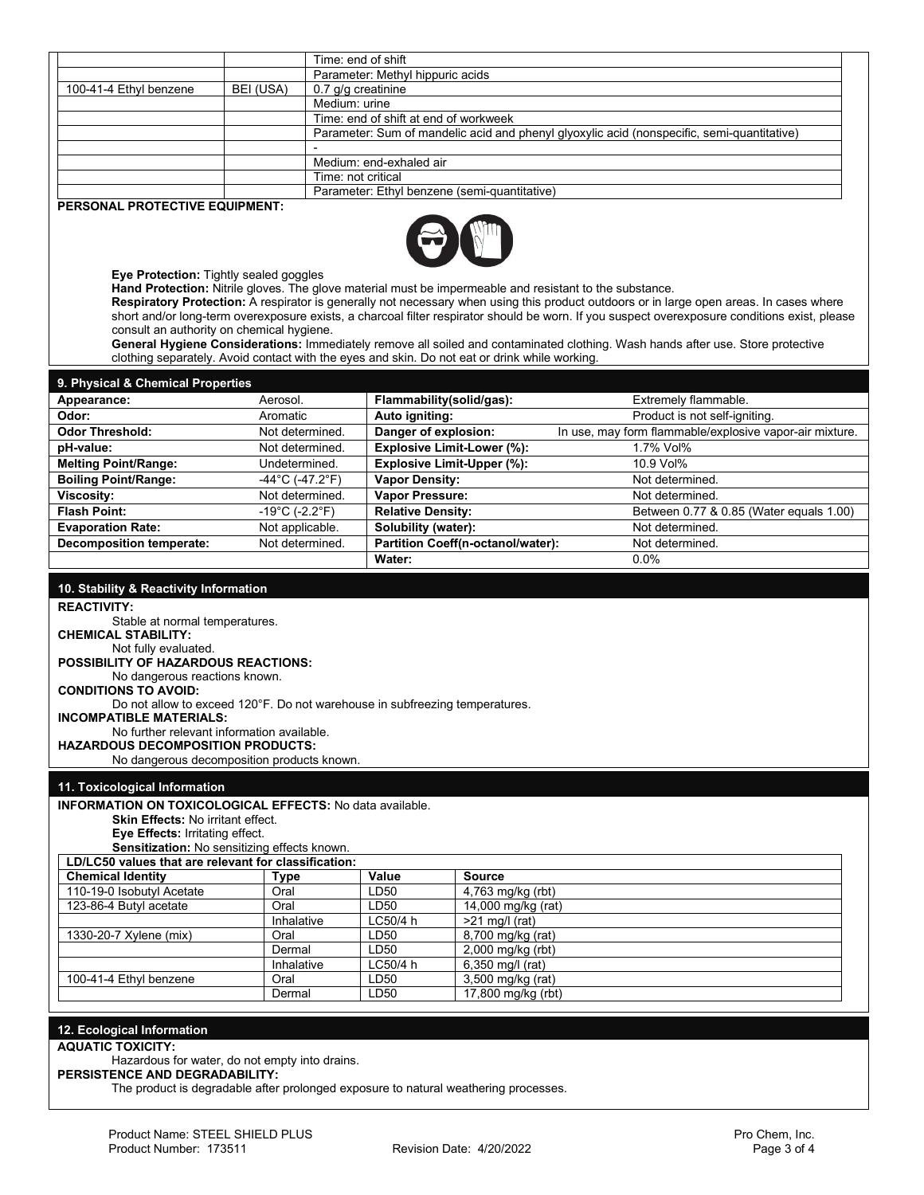| | | |
|---|---|---|
| | | Time: end of shift |
| | | Parameter: Methyl hippuric acids |
| 100-41-4 Ethyl benzene | BEI (USA) | 0.7 g/g creatinine |
| | | Medium: urine |
| | | Time: end of shift at end of workweek |
| | | Parameter: Sum of mandelic acid and phenyl glyoxylic acid (nonspecific, semi-quantitative) |
| | | - |
| | | Medium: end-exhaled air |
| | | Time: not critical |
| | | Parameter: Ethyl benzene (semi-quantitative) |

**PERSONAL PROTECTIVE EQUIPMENT:**

**Eye Protection:** Tightly sealed goggles

**Hand Protection:** Nitrile gloves. The glove material must be impermeable and resistant to the substance.

**Respiratory Protection:** A respirator is generally not necessary when using this product outdoors or in large open areas. In cases where short and/or long-term overexposure exists, a charcoal filter respirator should be worn. If you suspect overexposure conditions exist, please consult an authority on chemical hygiene.

**General Hygiene Considerations:** Immediately remove all soiled and contaminated clothing. Wash hands after use. Store protective clothing separately. Avoid contact with the eyes and skin. Do not eat or drink while working.

## 9. Physical & Chemical Properties

| | | | |
|---|---|---|---|
| **Appearance:** | Aerosol. | **Flammability(solid/gas):** | Extremely flammable. |
| **Odor:** | Aromatic | **Auto igniting:** | Product is not self-igniting. |
| **Odor Threshold:** | Not determined. | **Danger of explosion:** | In use, may form flammable/explosive vapor-air mixture. |
| **pH-value:** | Not determined. | **Explosive Limit-Lower (%):** | 1.7% Vol% |
| **Melting Point/Range:** | Undetermined. | **Explosive Limit-Upper (%):** | 10.9 Vol% |
| **Boiling Point/Range:** | -44°C (-47.2°F) | **Vapor Density:** | Not determined. |
| **Viscosity:** | Not determined. | **Vapor Pressure:** | Not determined. |
| **Flash Point:** | -19°C (-2.2°F) | **Relative Density:** | Between 0.77 & 0.85 (Water equals 1.00) |
| **Evaporation Rate:** | Not applicable. | **Solubility (water):** | Not determined. |
| **Decomposition temperate:** | Not determined. | **Partition Coeff(n-octanol/water):** | Not determined. |
| | | **Water:** | 0.0% |

## 10. Stability & Reactivity Information

**REACTIVITY:**

Stable at normal temperatures.

**CHEMICAL STABILITY:**

Not fully evaluated.

**POSSIBILITY OF HAZARDOUS REACTIONS:**

No dangerous reactions known.

**CONDITIONS TO AVOID:**

Do not allow to exceed 120°F. Do not warehouse in subfreezing temperatures.

**INCOMPATIBLE MATERIALS:**

No further relevant information available.

**HAZARDOUS DECOMPOSITION PRODUCTS:**

No dangerous decomposition products known.

## 11. Toxicological Information

**INFORMATION ON TOXICOLOGICAL EFFECTS:** No data available.

**Skin Effects:** No irritant effect.

**Eye Effects:** Irritating effect.

**Sensitization:** No sensitizing effects known.

**LD/LC50 values that are relevant for classification:**

| Chemical Identity | Type | Value | Source |
|---|---|---|---|
| 110-19-0 Isobutyl Acetate | Oral | LD50 | 4,763 mg/kg (rbt) |
| 123-86-4 Butyl acetate | Oral | LD50 | 14,000 mg/kg (rat) |
| | Inhalative | LC50/4 h | >21 mg/l (rat) |
| 1330-20-7 Xylene (mix) | Oral | LD50 | 8,700 mg/kg (rat) |
| | Dermal | LD50 | 2,000 mg/kg (rbt) |
| | Inhalative | LC50/4 h | 6,350 mg/l (rat) |
| 100-41-4 Ethyl benzene | Oral | LD50 | 3,500 mg/kg (rat) |
| | Dermal | LD50 | 17,800 mg/kg (rbt) |

## 12. Ecological Information

**AQUATIC TOXICITY:**

Hazardous for water, do not empty into drains.

**PERSISTENCE AND DEGRADABILITY:**

The product is degradable after prolonged exposure to natural weathering processes.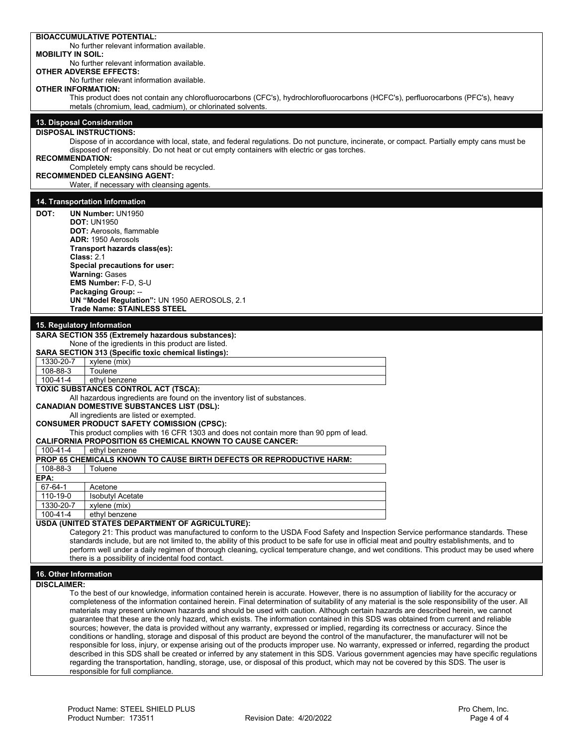**BIOACCUMULATIVE POTENTIAL:**

No further relevant information available.

**MOBILITY IN SOIL:**

No further relevant information available.

**OTHER ADVERSE EFFECTS:**

No further relevant information available.

**OTHER INFORMATION:**

This product does not contain any chlorofluorocarbons (CFC's), hydrochlorofluorocarbons (HCFC's), perfluorocarbons (PFC's), heavy metals (chromium, lead, cadmium), or chlorinated solvents.

## 13. Disposal Consideration

**DISPOSAL INSTRUCTIONS:**

Dispose of in accordance with local, state, and federal regulations. Do not puncture, incinerate, or compact. Partially empty cans must be disposed of responsibly. Do not heat or cut empty containers with electric or gas torches.

**RECOMMENDATION:**

Completely empty cans should be recycled.

**RECOMMENDED CLEANSING AGENT:**

Water, if necessary with cleansing agents.

## 14. Transportation Information

**DOT:** **UN Number:** UN1950
**DOT:** UN1950
**DOT:** Aerosols, flammable
**ADR:** 1950 Aerosols
**Transport hazards class(es):**
**Class:** 2.1
**Special precautions for user:**
**Warning:** Gases
**EMS Number:** F-D, S-U
**Packaging Group:** --
**UN "Model Regulation":** UN 1950 AEROSOLS, 2.1
**Trade Name: STAINLESS STEEL**

## 15. Regulatory Information

**SARA SECTION 355 (Extremely hazardous substances):**

None of the igredients in this product are listed.

**SARA SECTION 313 (Specific toxic chemical listings):**

| | |
|---|---|
| 1330-20-7 | xylene (mix) |
| 108-88-3 | Toulene |
| 100-41-4 | ethyl benzene |

**TOXIC SUBSTANCES CONTROL ACT (TSCA):**

All hazardous ingredients are found on the inventory list of substances.

**CANADIAN DOMESTIVE SUBSTANCES LIST (DSL):**

All ingredients are listed or exempted.

**CONSUMER PRODUCT SAFETY COMISSION (CPSC):**

This product complies with 16 CFR 1303 and does not contain more than 90 ppm of lead.

**CALIFORNIA PROPOSITION 65 CHEMICAL KNOWN TO CAUSE CANCER:**

| | |
|---|---|
| 100-41-4 | ethyl benzene |

**PROP 65 CHEMICALS KNOWN TO CAUSE BIRTH DEFECTS OR REPRODUCTIVE HARM:**

| | |
|---|---|
| 108-88-3 | Toluene |

**EPA:**

| | |
|---|---|
| 67-64-1 | Acetone |
| 110-19-0 | Isobutyl Acetate |
| 1330-20-7 | xylene (mix) |
| 100-41-4 | ethyl benzene |

**USDA (UNITED STATES DEPARTMENT OF AGRICULTURE):**

Category 21: This product was manufactured to conform to the USDA Food Safety and Inspection Service performance standards. These standards include, but are not limited to, the ability of this product to be safe for use in official meat and poultry establishments, and to perform well under a daily regimen of thorough cleaning, cyclical temperature change, and wet conditions. This product may be used where there is a possibility of incidental food contact.

## 16. Other Information

**DISCLAIMER:**

To the best of our knowledge, information contained herein is accurate. However, there is no assumption of liability for the accuracy or completeness of the information contained herein. Final determination of suitability of any material is the sole responsibility of the user. All materials may present unknown hazards and should be used with caution. Although certain hazards are described herein, we cannot guarantee that these are the only hazard, which exists. The information contained in this SDS was obtained from current and reliable sources; however, the data is provided without any warranty, expressed or implied, regarding its correctness or accuracy. Since the conditions or handling, storage and disposal of this product are beyond the control of the manufacturer, the manufacturer will not be responsible for loss, injury, or expense arising out of the products improper use. No warranty, expressed or inferred, regarding the product described in this SDS shall be created or inferred by any statement in this SDS. Various government agencies may have specific regulations regarding the transportation, handling, storage, use, or disposal of this product, which may not be covered by this SDS. The user is responsible for full compliance.

Product Name: STEEL SHIELD PLUS
Product Number: 173511
Revision Date: 4/20/2022
Pro Chem, Inc.